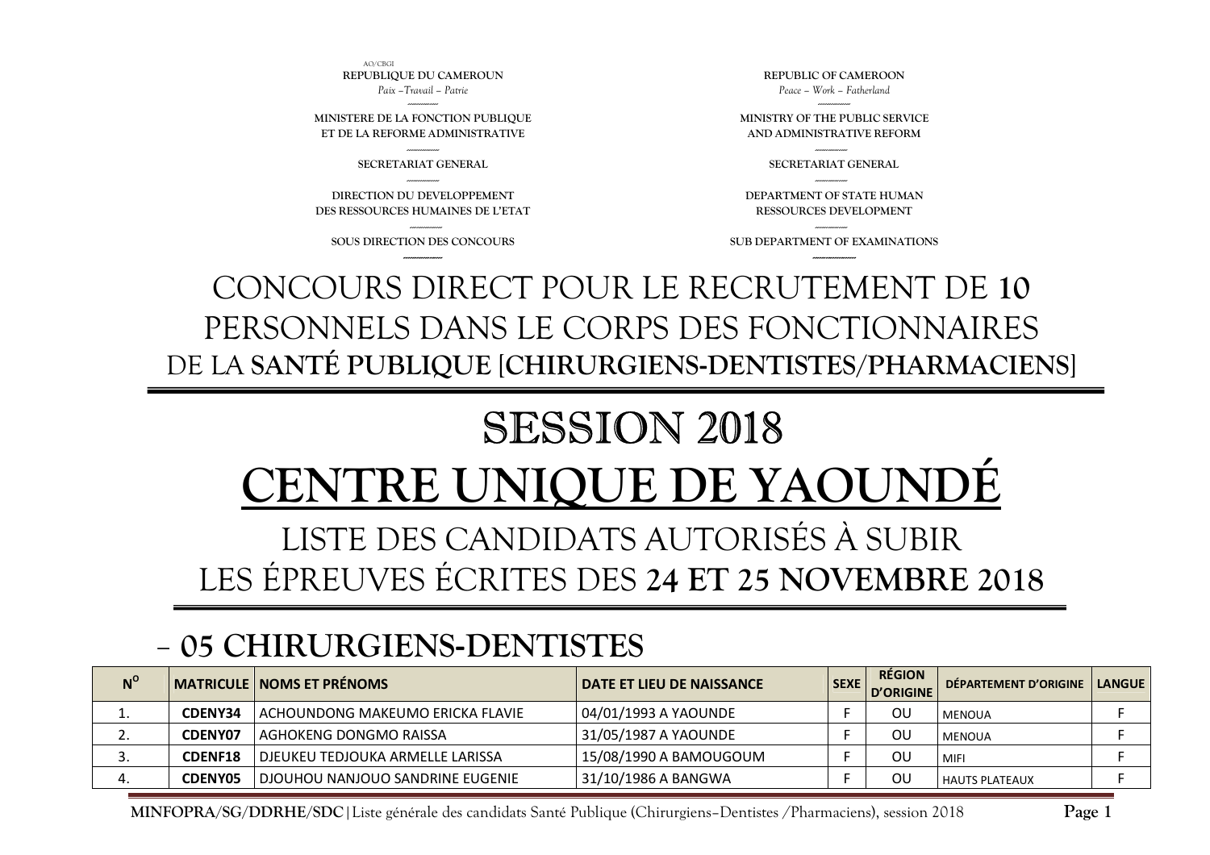AO/CBGI

REPUBLIQUE DU CAMEROUN
*Paix –Travail – Patrie*

MINISTERE DE LA FONCTION PUBLIQUE ET DE LA REFORME ADMINISTRATIVE

SECRETARIAT GENERAL

DIRECTION DU DEVELOPPEMENT DES RESSOURCES HUMAINES DE L'ETAT

SOUS DIRECTION DES CONCOURS

REPUBLIC OF CAMEROON
*Peace – Work – Fatherland*

MINISTRY OF THE PUBLIC SERVICE AND ADMINISTRATIVE REFORM

SECRETARIAT GENERAL

DEPARTMENT OF STATE HUMAN RESSOURCES DEVELOPMENT

SUB DEPARTMENT OF EXAMINATIONS

# CONCOURS DIRECT POUR LE RECRUTEMENT DE **10** PERSONNELS DANS LE CORPS DES FONCTIONNAIRES DE LA **SANTÉ PUBLIQUE [CHIRURGIENS-DENTISTES/PHARMACIENS]**

# SESSION 2018

# CENTRE UNIQUE DE YAOUNDÉ

## LISTE DES CANDIDATS AUTORISÉS À SUBIR LES ÉPREUVES ÉCRITES DES **24 ET 25 NOVEMBRE 2018**

## – 05 CHIRURGIENS-DENTISTES

| N° | MATRICULE | NOMS ET PRÉNOMS | DATE ET LIEU DE NAISSANCE | SEXE | RÉGION D'ORIGINE | DÉPARTEMENT D'ORIGINE | LANGUE |
|---|---|---|---|---|---|---|---|
| 1. | CDENY34 | ACHOUNDONG MAKEUMO ERICKA FLAVIE | 04/01/1993 A YAOUNDE | F | OU | MENOUA | F |
| 2. | CDENY07 | AGHOKENG DONGMO RAISSA | 31/05/1987 A YAOUNDE | F | OU | MENOUA | F |
| 3. | CDENF18 | DJEUKEU TEDJOUKA ARMELLE LARISSA | 15/08/1990 A BAMOUGOUM | F | OU | MIFI | F |
| 4. | CDENY05 | DJOUHOU NANJOUO SANDRINE EUGENIE | 31/10/1986 A BANGWA | F | OU | HAUTS PLATEAUX | F |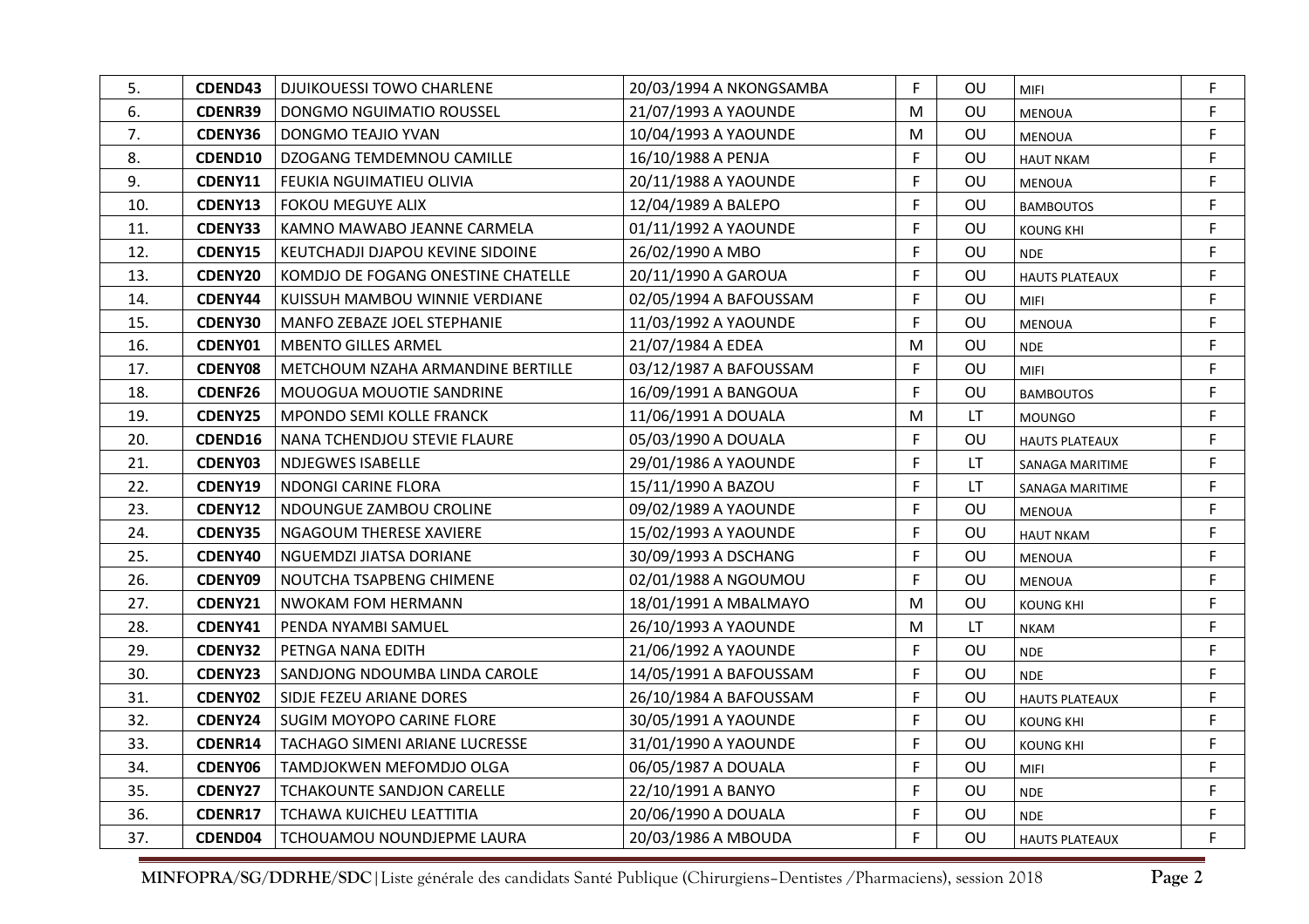| | | | | | | | |
|---|---|---|---|---|---|---|---|
| 5. | **CDEND43** | DJUIKOUESSI TOWO CHARLENE | 20/03/1994 A NKONGSAMBA | F | OU | MIFI | F |
| 6. | **CDENR39** | DONGMO NGUIMATIO ROUSSEL | 21/07/1993 A YAOUNDE | M | OU | MENOUA | F |
| 7. | **CDENY36** | DONGMO TEAJIO YVAN | 10/04/1993 A YAOUNDE | M | OU | MENOUA | F |
| 8. | **CDEND10** | DZOGANG TEMDEMNOU CAMILLE | 16/10/1988 A PENJA | F | OU | HAUT NKAM | F |
| 9. | **CDENY11** | FEUKIA NGUIMATIEU OLIVIA | 20/11/1988 A YAOUNDE | F | OU | MENOUA | F |
| 10. | **CDENY13** | FOKOU MEGUYE ALIX | 12/04/1989 A BALEPO | F | OU | BAMBOUTOS | F |
| 11. | **CDENY33** | KAMNO MAWABO JEANNE CARMELA | 01/11/1992 A YAOUNDE | F | OU | KOUNG KHI | F |
| 12. | **CDENY15** | KEUTCHADJI DJAPOU KEVINE SIDOINE | 26/02/1990 A MBO | F | OU | NDE | F |
| 13. | **CDENY20** | KOMDJO DE FOGANG ONESTINE CHATELLE | 20/11/1990 A GAROUA | F | OU | HAUTS PLATEAUX | F |
| 14. | **CDENY44** | KUISSUH MAMBOU WINNIE VERDIANE | 02/05/1994 A BAFOUSSAM | F | OU | MIFI | F |
| 15. | **CDENY30** | MANFO ZEBAZE JOEL STEPHANIE | 11/03/1992 A YAOUNDE | F | OU | MENOUA | F |
| 16. | **CDENY01** | MBENTO GILLES ARMEL | 21/07/1984 A EDEA | M | OU | NDE | F |
| 17. | **CDENY08** | METCHOUM NZAHA ARMANDINE BERTILLE | 03/12/1987 A BAFOUSSAM | F | OU | MIFI | F |
| 18. | **CDENF26** | MOUOGUA MOUOTIE SANDRINE | 16/09/1991 A BANGOUA | F | OU | BAMBOUTOS | F |
| 19. | **CDENY25** | MPONDO SEMI KOLLE FRANCK | 11/06/1991 A DOUALA | M | LT | MOUNGO | F |
| 20. | **CDEND16** | NANA TCHENDJOU STEVIE FLAURE | 05/03/1990 A DOUALA | F | OU | HAUTS PLATEAUX | F |
| 21. | **CDENY03** | NDJEGWES ISABELLE | 29/01/1986 A YAOUNDE | F | LT | SANAGA MARITIME | F |
| 22. | **CDENY19** | NDONGI CARINE FLORA | 15/11/1990 A BAZOU | F | LT | SANAGA MARITIME | F |
| 23. | **CDENY12** | NDOUNGUE ZAMBOU CROLINE | 09/02/1989 A YAOUNDE | F | OU | MENOUA | F |
| 24. | **CDENY35** | NGAGOUM THERESE XAVIERE | 15/02/1993 A YAOUNDE | F | OU | HAUT NKAM | F |
| 25. | **CDENY40** | NGUEMDZI JIATSA DORIANE | 30/09/1993 A DSCHANG | F | OU | MENOUA | F |
| 26. | **CDENY09** | NOUTCHA TSAPBENG CHIMENE | 02/01/1988 A NGOUMOU | F | OU | MENOUA | F |
| 27. | **CDENY21** | NWOKAM FOM HERMANN | 18/01/1991 A MBALMAYO | M | OU | KOUNG KHI | F |
| 28. | **CDENY41** | PENDA NYAMBI SAMUEL | 26/10/1993 A YAOUNDE | M | LT | NKAM | F |
| 29. | **CDENY32** | PETNGA NANA EDITH | 21/06/1992 A YAOUNDE | F | OU | NDE | F |
| 30. | **CDENY23** | SANDJONG NDOUMBA LINDA CAROLE | 14/05/1991 A BAFOUSSAM | F | OU | NDE | F |
| 31. | **CDENY02** | SIDJE FEZEU ARIANE DORES | 26/10/1984 A BAFOUSSAM | F | OU | HAUTS PLATEAUX | F |
| 32. | **CDENY24** | SUGIM MOYOPO CARINE FLORE | 30/05/1991 A YAOUNDE | F | OU | KOUNG KHI | F |
| 33. | **CDENR14** | TACHAGO SIMENI ARIANE LUCRESSE | 31/01/1990 A YAOUNDE | F | OU | KOUNG KHI | F |
| 34. | **CDENY06** | TAMDJOKWEN MEFOMDJO OLGA | 06/05/1987 A DOUALA | F | OU | MIFI | F |
| 35. | **CDENY27** | TCHAKOUNTE SANDJON CARELLE | 22/10/1991 A BANYO | F | OU | NDE | F |
| 36. | **CDENR17** | TCHAWA KUICHEU LEATTITIA | 20/06/1990 A DOUALA | F | OU | NDE | F |
| 37. | **CDEND04** | TCHOUAMOU NOUNDJEPME LAURA | 20/03/1986 A MBOUDA | F | OU | HAUTS PLATEAUX | F |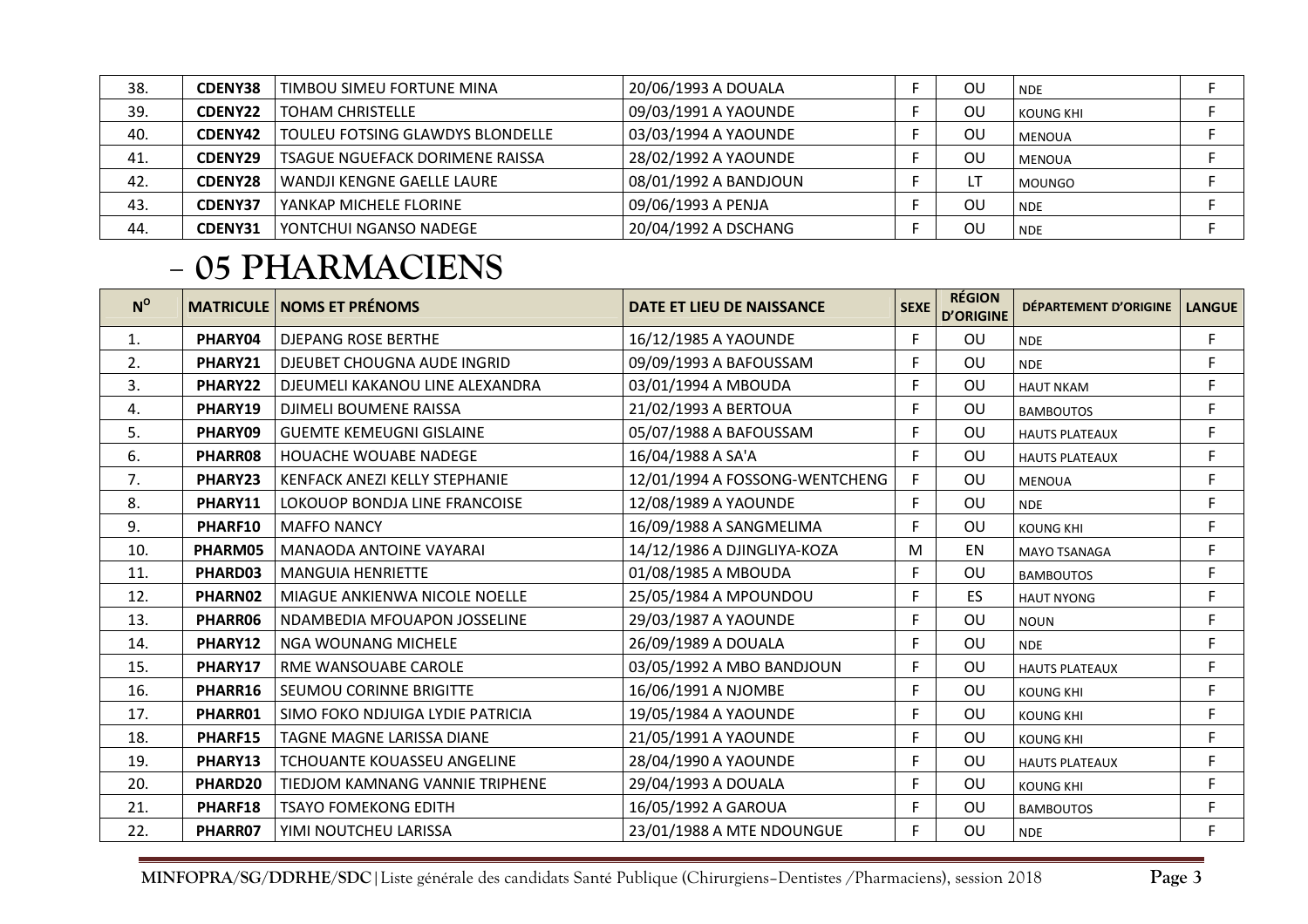| 38. | CDENY38 | TIMBOU SIMEU FORTUNE MINA | 20/06/1993 A DOUALA | F | OU | NDE | F |
|---|---|---|---|---|---|---|---|
| 39. | CDENY22 | TOHAM CHRISTELLE | 09/03/1991 A YAOUNDE | F | OU | KOUNG KHI | F |
| 40. | CDENY42 | TOULEU FOTSING GLAWDYS BLONDELLE | 03/03/1994 A YAOUNDE | F | OU | MENOUA | F |
| 41. | CDENY29 | TSAGUE NGUEFACK DORIMENE RAISSA | 28/02/1992 A YAOUNDE | F | OU | MENOUA | F |
| 42. | CDENY28 | WANDJI KENGNE GAELLE LAURE | 08/01/1992 A BANDJOUN | F | LT | MOUNGO | F |
| 43. | CDENY37 | YANKAP MICHELE FLORINE | 09/06/1993 A PENJA | F | OU | NDE | F |
| 44. | CDENY31 | YONTCHUI NGANSO NADEGE | 20/04/1992 A DSCHANG | F | OU | NDE | F |

## - 05 PHARMACIENS

| N° | MATRICULE | NOMS ET PRÉNOMS | DATE ET LIEU DE NAISSANCE | SEXE | RÉGION D'ORIGINE | DÉPARTEMENT D'ORIGINE | LANGUE |
|---|---|---|---|---|---|---|---|
| 1. | PHARY04 | DJEPANG ROSE BERTHE | 16/12/1985 A YAOUNDE | F | OU | NDE | F |
| 2. | PHARY21 | DJEUBET CHOUGNA AUDE INGRID | 09/09/1993 A BAFOUSSAM | F | OU | NDE | F |
| 3. | PHARY22 | DJEUMELI KAKANOU LINE ALEXANDRA | 03/01/1994 A MBOUDA | F | OU | HAUT NKAM | F |
| 4. | PHARY19 | DJIMELI BOUMENE RAISSA | 21/02/1993 A BERTOUA | F | OU | BAMBOUTOS | F |
| 5. | PHARY09 | GUEMTE KEMEUGNI GISLAINE | 05/07/1988 A BAFOUSSAM | F | OU | HAUTS PLATEAUX | F |
| 6. | PHARR08 | HOUACHE WOUABE NADEGE | 16/04/1988 A SA'A | F | OU | HAUTS PLATEAUX | F |
| 7. | PHARY23 | KENFACK ANEZI KELLY STEPHANIE | 12/01/1994 A FOSSONG-WENTCHENG | F | OU | MENOUA | F |
| 8. | PHARY11 | LOKOUOP BONDJA LINE FRANCOISE | 12/08/1989 A YAOUNDE | F | OU | NDE | F |
| 9. | PHARF10 | MAFFO NANCY | 16/09/1988 A SANGMELIMA | F | OU | KOUNG KHI | F |
| 10. | PHARM05 | MANAODA ANTOINE VAYARAI | 14/12/1986 A DJINGLIYA-KOZA | M | EN | MAYO TSANAGA | F |
| 11. | PHARD03 | MANGUIA HENRIETTE | 01/08/1985 A MBOUDA | F | OU | BAMBOUTOS | F |
| 12. | PHARN02 | MIAGUE ANKIENWA NICOLE NOELLE | 25/05/1984 A MPOUNDOU | F | ES | HAUT NYONG | F |
| 13. | PHARR06 | NDAMBEDIA MFOUAPON JOSSELINE | 29/03/1987 A YAOUNDE | F | OU | NOUN | F |
| 14. | PHARY12 | NGA WOUNANG MICHELE | 26/09/1989 A DOUALA | F | OU | NDE | F |
| 15. | PHARY17 | RME WANSOUABE CAROLE | 03/05/1992 A MBO BANDJOUN | F | OU | HAUTS PLATEAUX | F |
| 16. | PHARR16 | SEUMOU CORINNE BRIGITTE | 16/06/1991 A NJOMBE | F | OU | KOUNG KHI | F |
| 17. | PHARR01 | SIMO FOKO NDJUIGA LYDIE PATRICIA | 19/05/1984 A YAOUNDE | F | OU | KOUNG KHI | F |
| 18. | PHARF15 | TAGNE MAGNE LARISSA DIANE | 21/05/1991 A YAOUNDE | F | OU | KOUNG KHI | F |
| 19. | PHARY13 | TCHOUANTE KOUASSEU ANGELINE | 28/04/1990 A YAOUNDE | F | OU | HAUTS PLATEAUX | F |
| 20. | PHARD20 | TIEDJOM KAMNANG VANNIE TRIPHENE | 29/04/1993 A DOUALA | F | OU | KOUNG KHI | F |
| 21. | PHARF18 | TSAYO FOMEKONG EDITH | 16/05/1992 A GAROUA | F | OU | BAMBOUTOS | F |
| 22. | PHARR07 | YIMI NOUTCHEU LARISSA | 23/01/1988 A MTE NDOUNGUE | F | OU | NDE | F |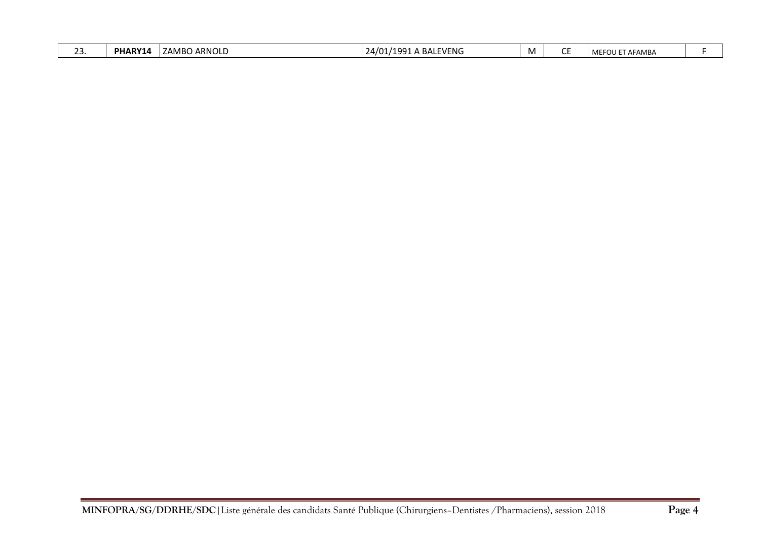| | | | | | | | |
|---|---|---|---|---|---|---|---|
| 23. | **PHARY14** | ZAMBO ARNOLD | 24/01/1991 A BALEVENG | M | CE | MEFOU ET AFAMBA | F |